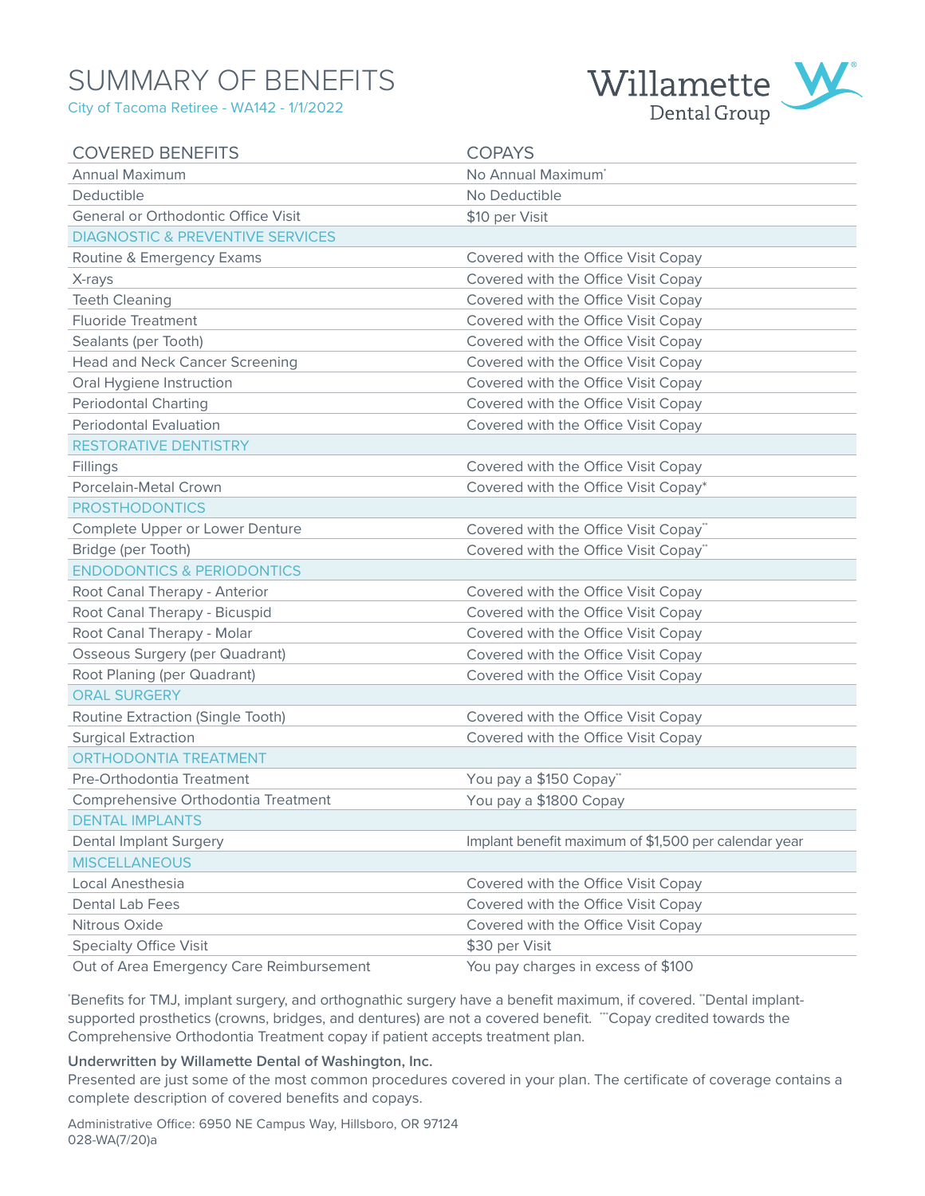# SUMMARY OF BENEFITS

City of Tacoma Retiree - WA142 - 1/1/2022

Willamette Dental Group

| COVERED BENEFITS | COPAYS |
|---|---|
| Annual Maximum | No Annual Maximum* |
| Deductible | No Deductible |
| General or Orthodontic Office Visit | $10 per Visit |
| DIAGNOSTIC & PREVENTIVE SERVICES | |
| Routine & Emergency Exams | Covered with the Office Visit Copay |
| X-rays | Covered with the Office Visit Copay |
| Teeth Cleaning | Covered with the Office Visit Copay |
| Fluoride Treatment | Covered with the Office Visit Copay |
| Sealants (per Tooth) | Covered with the Office Visit Copay |
| Head and Neck Cancer Screening | Covered with the Office Visit Copay |
| Oral Hygiene Instruction | Covered with the Office Visit Copay |
| Periodontal Charting | Covered with the Office Visit Copay |
| Periodontal Evaluation | Covered with the Office Visit Copay |
| RESTORATIVE DENTISTRY | |
| Fillings | Covered with the Office Visit Copay |
| Porcelain-Metal Crown | Covered with the Office Visit Copay** |
| PROSTHODONTICS | |
| Complete Upper or Lower Denture | Covered with the Office Visit Copay** |
| Bridge (per Tooth) | Covered with the Office Visit Copay** |
| ENDODONTICS & PERIODONTICS | |
| Root Canal Therapy - Anterior | Covered with the Office Visit Copay |
| Root Canal Therapy - Bicuspid | Covered with the Office Visit Copay |
| Root Canal Therapy - Molar | Covered with the Office Visit Copay |
| Osseous Surgery (per Quadrant) | Covered with the Office Visit Copay |
| Root Planing (per Quadrant) | Covered with the Office Visit Copay |
| ORAL SURGERY | |
| Routine Extraction (Single Tooth) | Covered with the Office Visit Copay |
| Surgical Extraction | Covered with the Office Visit Copay |
| ORTHODONTIA TREATMENT | |
| Pre-Orthodontia Treatment | You pay a $150 Copay*** |
| Comprehensive Orthodontia Treatment | You pay a $1800 Copay |
| DENTAL IMPLANTS | |
| Dental Implant Surgery | Implant benefit maximum of $1,500 per calendar year |
| MISCELLANEOUS | |
| Local Anesthesia | Covered with the Office Visit Copay |
| Dental Lab Fees | Covered with the Office Visit Copay |
| Nitrous Oxide | Covered with the Office Visit Copay |
| Specialty Office Visit | $30 per Visit |
| Out of Area Emergency Care Reimbursement | You pay charges in excess of $100 |

*Benefits for TMJ, implant surgery, and orthognathic surgery have a benefit maximum, if covered. **Dental implant-supported prosthetics (crowns, bridges, and dentures) are not a covered benefit. ***Copay credited towards the Comprehensive Orthodontia Treatment copay if patient accepts treatment plan.

**Underwritten by Willamette Dental of Washington, Inc.**

Presented are just some of the most common procedures covered in your plan. The certificate of coverage contains a complete description of covered benefits and copays.

Administrative Office: 6950 NE Campus Way, Hillsboro, OR 97124
028-WA(7/20)a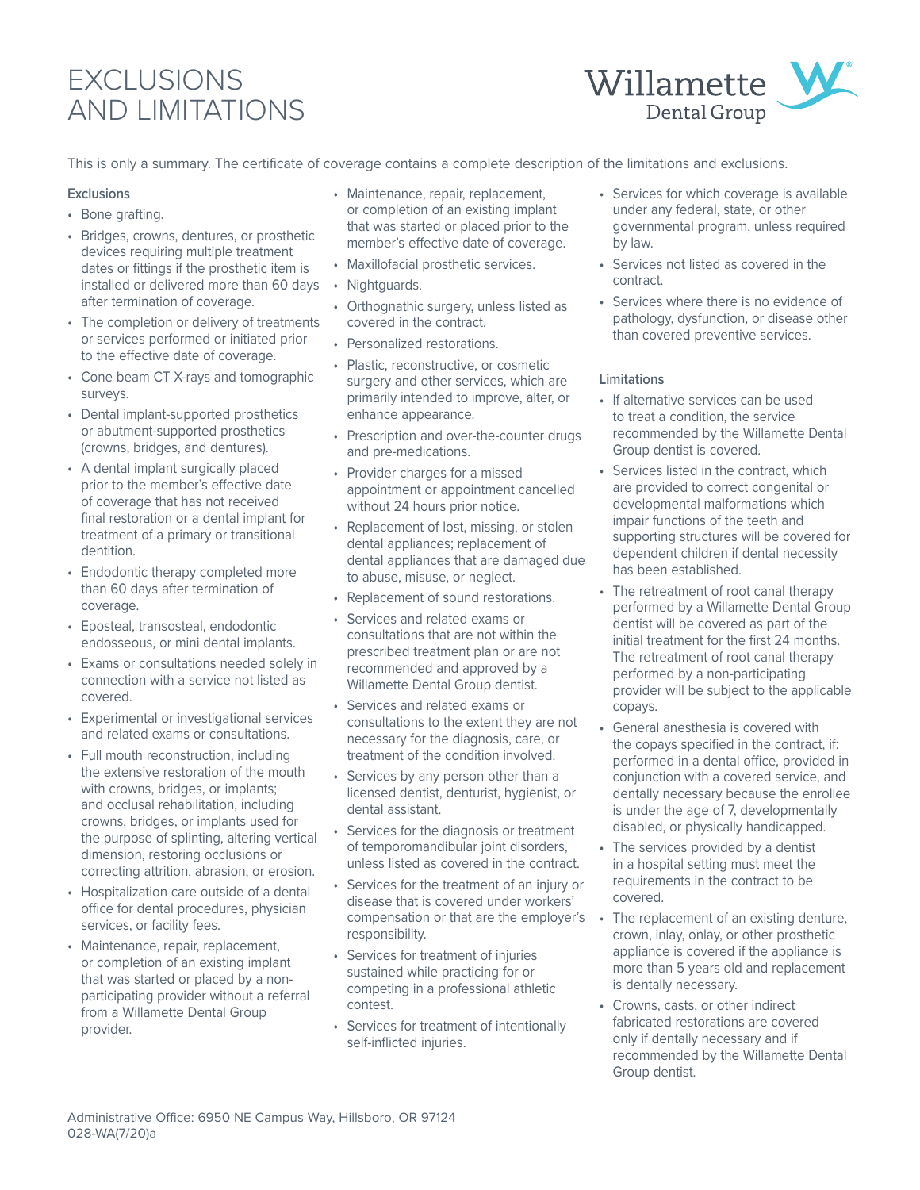# EXCLUSIONS AND LIMITATIONS

Willamette Dental Group

This is only a summary. The certificate of coverage contains a complete description of the limitations and exclusions.

### Exclusions

- Bone grafting.
- Bridges, crowns, dentures, or prosthetic devices requiring multiple treatment dates or fittings if the prosthetic item is installed or delivered more than 60 days after termination of coverage.
- The completion or delivery of treatments or services performed or initiated prior to the effective date of coverage.
- Cone beam CT X-rays and tomographic surveys.
- Dental implant-supported prosthetics or abutment-supported prosthetics (crowns, bridges, and dentures).
- A dental implant surgically placed prior to the member's effective date of coverage that has not received final restoration or a dental implant for treatment of a primary or transitional dentition.
- Endodontic therapy completed more than 60 days after termination of coverage.
- Eposteal, transosteal, endodontic endosseous, or mini dental implants.
- Exams or consultations needed solely in connection with a service not listed as covered.
- Experimental or investigational services and related exams or consultations.
- Full mouth reconstruction, including the extensive restoration of the mouth with crowns, bridges, or implants; and occlusal rehabilitation, including crowns, bridges, or implants used for the purpose of splinting, altering vertical dimension, restoring occlusions or correcting attrition, abrasion, or erosion.
- Hospitalization care outside of a dental office for dental procedures, physician services, or facility fees.
- Maintenance, repair, replacement, or completion of an existing implant that was started or placed by a non-participating provider without a referral from a Willamette Dental Group provider.
- Maintenance, repair, replacement, or completion of an existing implant that was started or placed prior to the member's effective date of coverage.
- Maxillofacial prosthetic services.
- Nightguards.
- Orthognathic surgery, unless listed as covered in the contract.
- Personalized restorations.
- Plastic, reconstructive, or cosmetic surgery and other services, which are primarily intended to improve, alter, or enhance appearance.
- Prescription and over-the-counter drugs and pre-medications.
- Provider charges for a missed appointment or appointment cancelled without 24 hours prior notice.
- Replacement of lost, missing, or stolen dental appliances; replacement of dental appliances that are damaged due to abuse, misuse, or neglect.
- Replacement of sound restorations.
- Services and related exams or consultations that are not within the prescribed treatment plan or are not recommended and approved by a Willamette Dental Group dentist.
- Services and related exams or consultations to the extent they are not necessary for the diagnosis, care, or treatment of the condition involved.
- Services by any person other than a licensed dentist, denturist, hygienist, or dental assistant.
- Services for the diagnosis or treatment of temporomandibular joint disorders, unless listed as covered in the contract.
- Services for the treatment of an injury or disease that is covered under workers' compensation or that are the employer's responsibility.
- Services for treatment of injuries sustained while practicing for or competing in a professional athletic contest.
- Services for treatment of intentionally self-inflicted injuries.
- Services for which coverage is available under any federal, state, or other governmental program, unless required by law.
- Services not listed as covered in the contract.
- Services where there is no evidence of pathology, dysfunction, or disease other than covered preventive services.

### Limitations

- If alternative services can be used to treat a condition, the service recommended by the Willamette Dental Group dentist is covered.
- Services listed in the contract, which are provided to correct congenital or developmental malformations which impair functions of the teeth and supporting structures will be covered for dependent children if dental necessity has been established.
- The retreatment of root canal therapy performed by a Willamette Dental Group dentist will be covered as part of the initial treatment for the first 24 months. The retreatment of root canal therapy performed by a non-participating provider will be subject to the applicable copays.
- General anesthesia is covered with the copays specified in the contract, if: performed in a dental office, provided in conjunction with a covered service, and dentally necessary because the enrollee is under the age of 7, developmentally disabled, or physically handicapped.
- The services provided by a dentist in a hospital setting must meet the requirements in the contract to be covered.
- The replacement of an existing denture, crown, inlay, onlay, or other prosthetic appliance is covered if the appliance is more than 5 years old and replacement is dentally necessary.
- Crowns, casts, or other indirect fabricated restorations are covered only if dentally necessary and if recommended by the Willamette Dental Group dentist.

Administrative Office: 6950 NE Campus Way, Hillsboro, OR 97124
028-WA(7/20)a